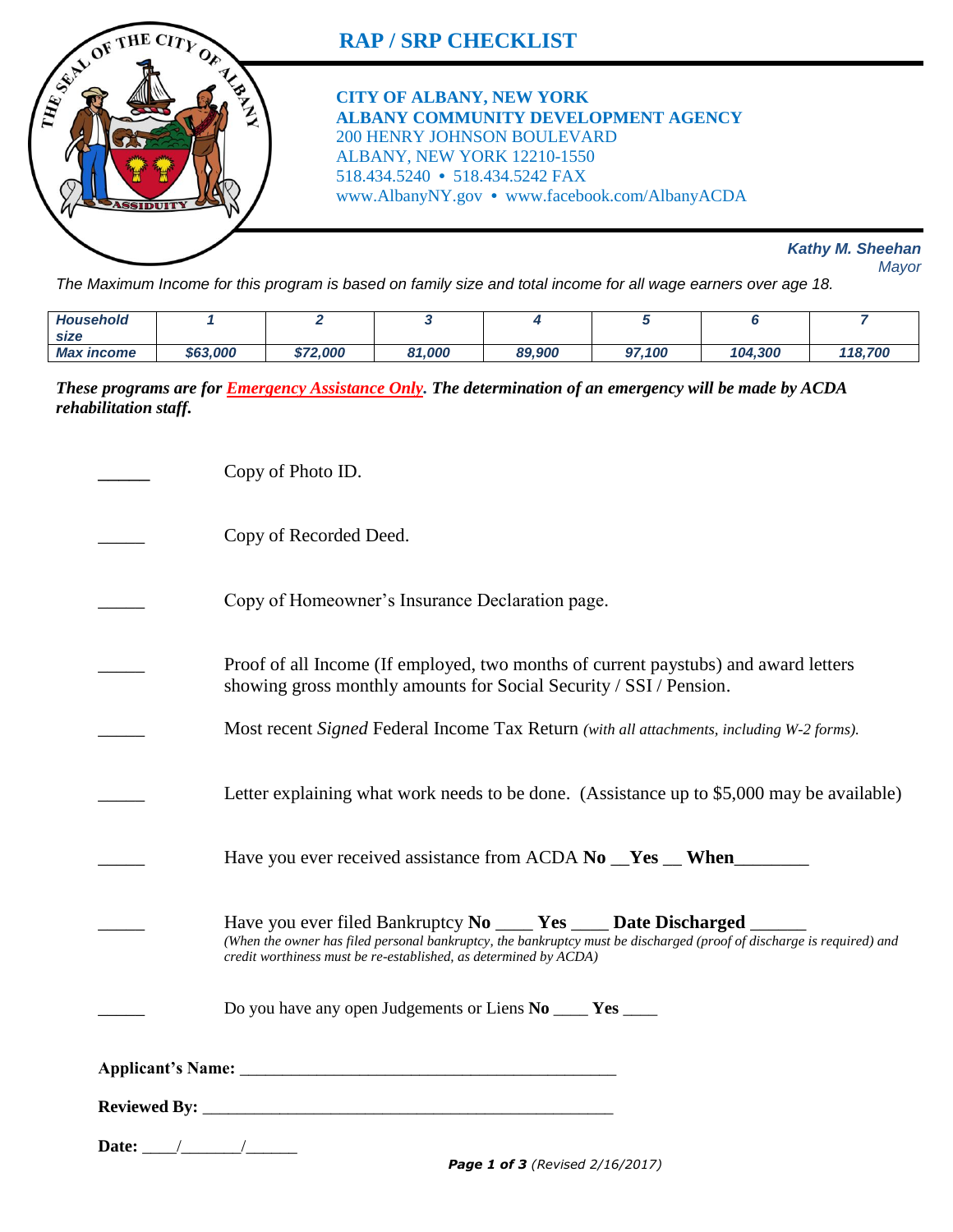# RAP / SRP CHECKLIST

**CITY OF ALBANY, NEW YORK**
**ALBANY COMMUNITY DEVELOPMENT AGENCY**
200 HENRY JOHNSON BOULEVARD
ALBANY, NEW YORK 12210-1550
518.434.5240 • 518.434.5242 FAX
www.AlbanyNY.gov • www.facebook.com/AlbanyACDA

***Kathy M. Sheehan***
*Mayor*

*The Maximum Income for this program is based on family size and total income for all wage earners over age 18.*

| ***Household size*** | ***1*** | ***2*** | ***3*** | ***4*** | ***5*** | ***6*** | ***7*** |
|---|---|---|---|---|---|---|---|
| ***Max income*** | ***$63,000*** | ***$72,000*** | ***81,000*** | ***89,900*** | ***97,100*** | ***104,300*** | ***118,700*** |

***These programs are for Emergency Assistance Only. The determination of an emergency will be made by ACDA rehabilitation staff.***

_____ Copy of Photo ID.

_____ Copy of Recorded Deed.

_____ Copy of Homeowner's Insurance Declaration page.

_____ Proof of all Income (If employed, two months of current paystubs) and award letters showing gross monthly amounts for Social Security / SSI / Pension.

_____ Most recent *Signed* Federal Income Tax Return *(with all attachments, including W-2 forms).*

_____ Letter explaining what work needs to be done. (Assistance up to $5,000 may be available)

_____ Have you ever received assistance from ACDA **No** __**Yes** __ **When**________

_____ Have you ever filed Bankruptcy **No** ____ **Yes** ____ **Date Discharged** ______
*(When the owner has filed personal bankruptcy, the bankruptcy must be discharged (proof of discharge is required) and credit worthiness must be re-established, as determined by ACDA)*

_____ Do you have any open Judgements or Liens **No** ____ **Yes** ____

**Applicant's Name:** ___________________________________________

**Reviewed By:** _______________________________________________

**Date:** ____/_______/______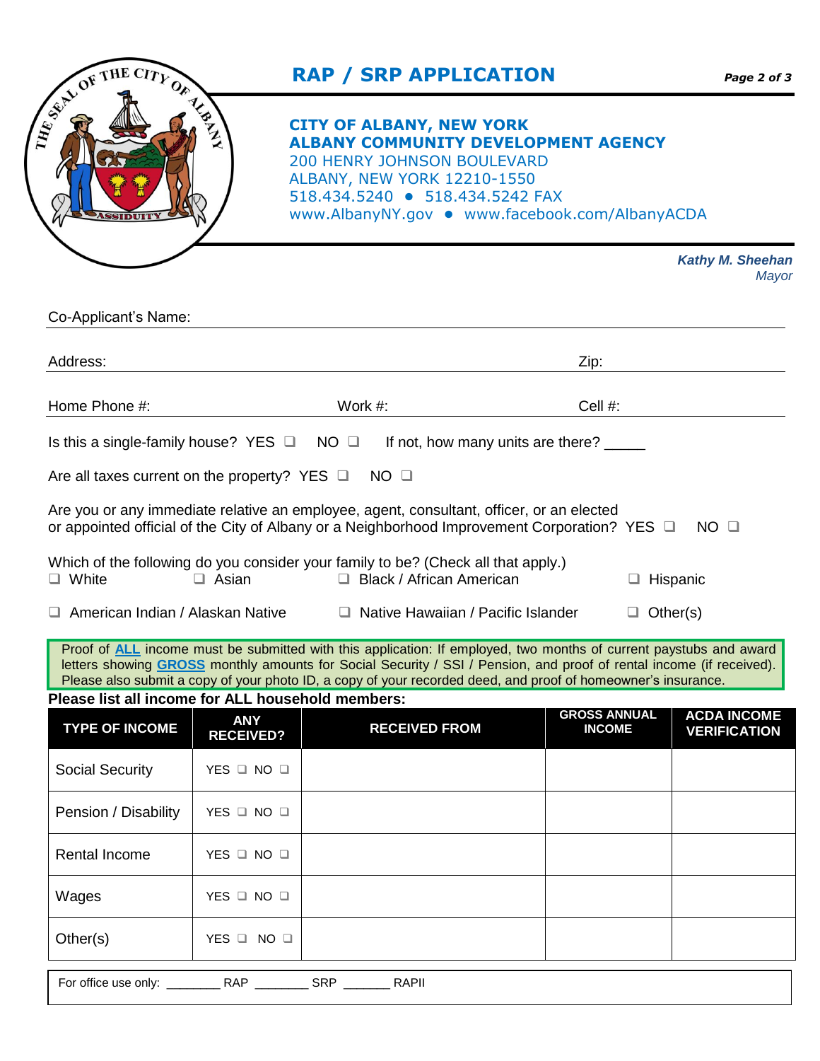# RAP / SRP APPLICATION

**CITY OF ALBANY, NEW YORK**
**ALBANY COMMUNITY DEVELOPMENT AGENCY**
200 HENRY JOHNSON BOULEVARD
ALBANY, NEW YORK 12210-1550
518.434.5240 ● 518.434.5242 FAX
www.AlbanyNY.gov ● www.facebook.com/AlbanyACDA

***Kathy M. Sheehan***
*Mayor*

Co-Applicant's Name: ______________________________________________

Address: ______________________________________________ Zip: ____________

Home Phone #: ____________________ Work #: ____________________ Cell #: ____________________

Is this a single-family house? YES ❑ NO ❑ If not, how many units are there? _____

Are all taxes current on the property? YES ❑ NO ❑

Are you or any immediate relative an employee, agent, consultant, officer, or an elected or appointed official of the City of Albany or a Neighborhood Improvement Corporation? YES ❑ NO ❑

Which of the following do you consider your family to be? (Check all that apply.)

❑ White ❑ Asian ❑ Black / African American ❑ Hispanic

❑ American Indian / Alaskan Native ❑ Native Hawaiian / Pacific Islander ❑ Other(s)

Proof of **ALL** income must be submitted with this application: If employed, two months of current paystubs and award letters showing **GROSS** monthly amounts for Social Security / SSI / Pension, and proof of rental income (if received). Please also submit a copy of your photo ID, a copy of your recorded deed, and proof of homeowner's insurance.

**Please list all income for ALL household members:**

| TYPE OF INCOME | ANY RECEIVED? | RECEIVED FROM | GROSS ANNUAL INCOME | ACDA INCOME VERIFICATION |
|---|---|---|---|---|
| Social Security | YES ❑ NO ❑ | | | |
| Pension / Disability | YES ❑ NO ❑ | | | |
| Rental Income | YES ❑ NO ❑ | | | |
| Wages | YES ❑ NO ❑ | | | |
| Other(s) | YES ❑ NO ❑ | | | |

For office use only: ________ RAP ________ SRP _______ RAPII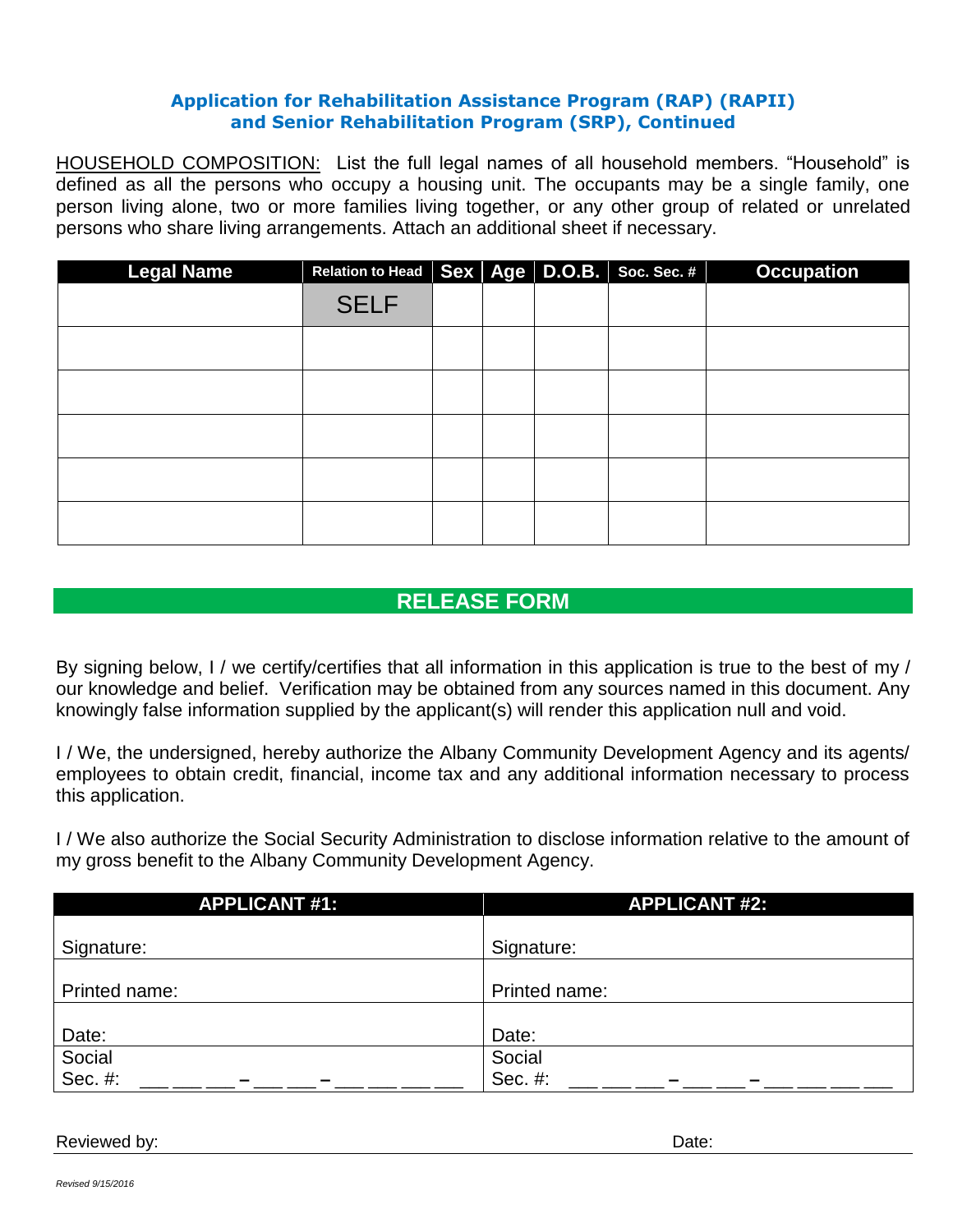**Application for Rehabilitation Assistance Program (RAP) (RAPII) and Senior Rehabilitation Program (SRP), Continued**

HOUSEHOLD COMPOSITION: List the full legal names of all household members. "Household" is defined as all the persons who occupy a housing unit. The occupants may be a single family, one person living alone, two or more families living together, or any other group of related or unrelated persons who share living arrangements. Attach an additional sheet if necessary.

| Legal Name | Relation to Head | Sex | Age | D.O.B. | Soc. Sec. # | Occupation |
|---|---|---|---|---|---|---|
| | SELF | | | | | |
| | | | | | | |
| | | | | | | |
| | | | | | | |
| | | | | | | |
| | | | | | | |

## RELEASE FORM

By signing below, I / we certify/certifies that all information in this application is true to the best of my / our knowledge and belief. Verification may be obtained from any sources named in this document. Any knowingly false information supplied by the applicant(s) will render this application null and void.

I / We, the undersigned, hereby authorize the Albany Community Development Agency and its agents/ employees to obtain credit, financial, income tax and any additional information necessary to process this application.

I / We also authorize the Social Security Administration to disclose information relative to the amount of my gross benefit to the Albany Community Development Agency.

| APPLICANT #1: | APPLICANT #2: |
|---|---|
| Signature: | Signature: |
| Printed name: | Printed name: |
| Date: | Date: |
| Social Sec. #: ___ ___ ___ – ___ ___ – ___ ___ ___ ___ | Social Sec. #: ___ ___ ___ – ___ ___ – ___ ___ ___ ___ |

Reviewed by: Date:

*Revised 9/15/2016*